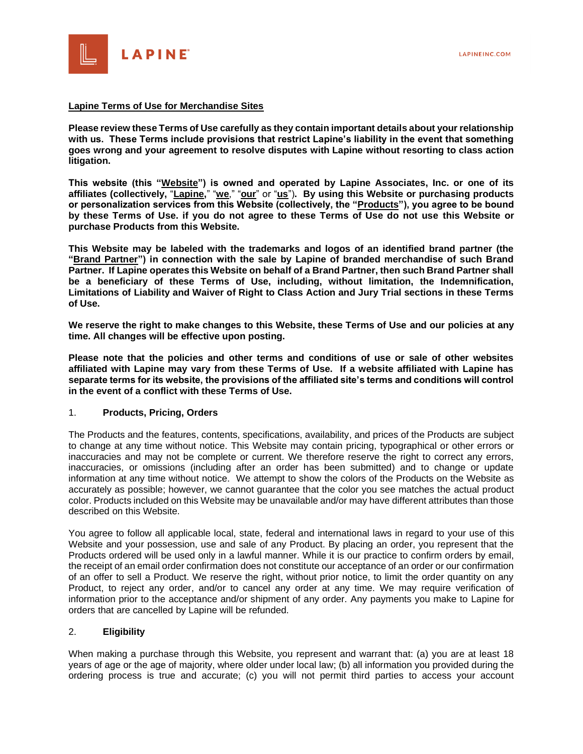**Lapine Terms of Use for Merchandise Sites**

**Please review these Terms of Use carefully as they contain important details about your relationship with us. These Terms include provisions that restrict Lapine's liability in the event that something goes wrong and your agreement to resolve disputes with Lapine without resorting to class action litigation.**

**This website (this "Website") is owned and operated by Lapine Associates, Inc. or one of its affiliates (collectively, "Lapine," "we," "our" or "us"). By using this Website or purchasing products or personalization services from this Website (collectively, the "Products"), you agree to be bound by these Terms of Use. if you do not agree to these Terms of Use do not use this Website or purchase Products from this Website.**

**This Website may be labeled with the trademarks and logos of an identified brand partner (the "Brand Partner") in connection with the sale by Lapine of branded merchandise of such Brand Partner. If Lapine operates this Website on behalf of a Brand Partner, then such Brand Partner shall be a beneficiary of these Terms of Use, including, without limitation, the Indemnification, Limitations of Liability and Waiver of Right to Class Action and Jury Trial sections in these Terms of Use.**

**We reserve the right to make changes to this Website, these Terms of Use and our policies at any time. All changes will be effective upon posting.**

**Please note that the policies and other terms and conditions of use or sale of other websites affiliated with Lapine may vary from these Terms of Use. If a website affiliated with Lapine has separate terms for its website, the provisions of the affiliated site's terms and conditions will control in the event of a conflict with these Terms of Use.**

1. **Products, Pricing, Orders**

The Products and the features, contents, specifications, availability, and prices of the Products are subject to change at any time without notice. This Website may contain pricing, typographical or other errors or inaccuracies and may not be complete or current. We therefore reserve the right to correct any errors, inaccuracies, or omissions (including after an order has been submitted) and to change or update information at any time without notice. We attempt to show the colors of the Products on the Website as accurately as possible; however, we cannot guarantee that the color you see matches the actual product color. Products included on this Website may be unavailable and/or may have different attributes than those described on this Website.

You agree to follow all applicable local, state, federal and international laws in regard to your use of this Website and your possession, use and sale of any Product. By placing an order, you represent that the Products ordered will be used only in a lawful manner. While it is our practice to confirm orders by email, the receipt of an email order confirmation does not constitute our acceptance of an order or our confirmation of an offer to sell a Product. We reserve the right, without prior notice, to limit the order quantity on any Product, to reject any order, and/or to cancel any order at any time. We may require verification of information prior to the acceptance and/or shipment of any order. Any payments you make to Lapine for orders that are cancelled by Lapine will be refunded.

2. **Eligibility**

When making a purchase through this Website, you represent and warrant that: (a) you are at least 18 years of age or the age of majority, where older under local law; (b) all information you provided during the ordering process is true and accurate; (c) you will not permit third parties to access your account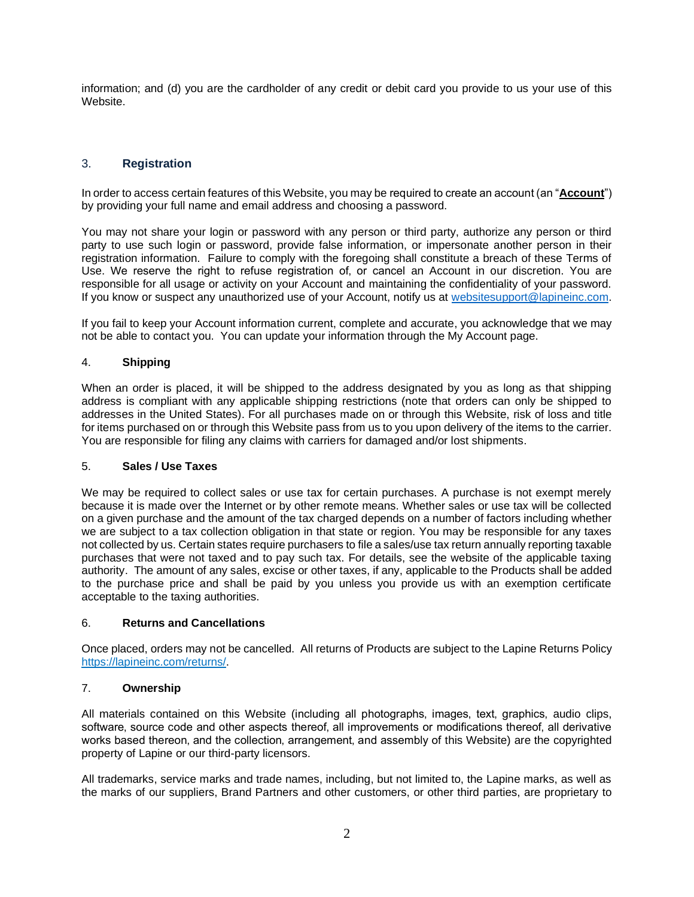information; and (d) you are the cardholder of any credit or debit card you provide to us your use of this Website.

## 3. Registration

In order to access certain features of this Website, you may be required to create an account (an "**Account**") by providing your full name and email address and choosing a password.

You may not share your login or password with any person or third party, authorize any person or third party to use such login or password, provide false information, or impersonate another person in their registration information. Failure to comply with the foregoing shall constitute a breach of these Terms of Use. We reserve the right to refuse registration of, or cancel an Account in our discretion. You are responsible for all usage or activity on your Account and maintaining the confidentiality of your password. If you know or suspect any unauthorized use of your Account, notify us at websitesupport@lapineinc.com.

If you fail to keep your Account information current, complete and accurate, you acknowledge that we may not be able to contact you. You can update your information through the My Account page.

## 4. Shipping

When an order is placed, it will be shipped to the address designated by you as long as that shipping address is compliant with any applicable shipping restrictions (note that orders can only be shipped to addresses in the United States). For all purchases made on or through this Website, risk of loss and title for items purchased on or through this Website pass from us to you upon delivery of the items to the carrier. You are responsible for filing any claims with carriers for damaged and/or lost shipments.

## 5. Sales / Use Taxes

We may be required to collect sales or use tax for certain purchases. A purchase is not exempt merely because it is made over the Internet or by other remote means. Whether sales or use tax will be collected on a given purchase and the amount of the tax charged depends on a number of factors including whether we are subject to a tax collection obligation in that state or region. You may be responsible for any taxes not collected by us. Certain states require purchasers to file a sales/use tax return annually reporting taxable purchases that were not taxed and to pay such tax. For details, see the website of the applicable taxing authority. The amount of any sales, excise or other taxes, if any, applicable to the Products shall be added to the purchase price and shall be paid by you unless you provide us with an exemption certificate acceptable to the taxing authorities.

## 6. Returns and Cancellations

Once placed, orders may not be cancelled. All returns of Products are subject to the Lapine Returns Policy https://lapineinc.com/returns/.

## 7. Ownership

All materials contained on this Website (including all photographs, images, text, graphics, audio clips, software, source code and other aspects thereof, all improvements or modifications thereof, all derivative works based thereon, and the collection, arrangement, and assembly of this Website) are the copyrighted property of Lapine or our third-party licensors.

All trademarks, service marks and trade names, including, but not limited to, the Lapine marks, as well as the marks of our suppliers, Brand Partners and other customers, or other third parties, are proprietary to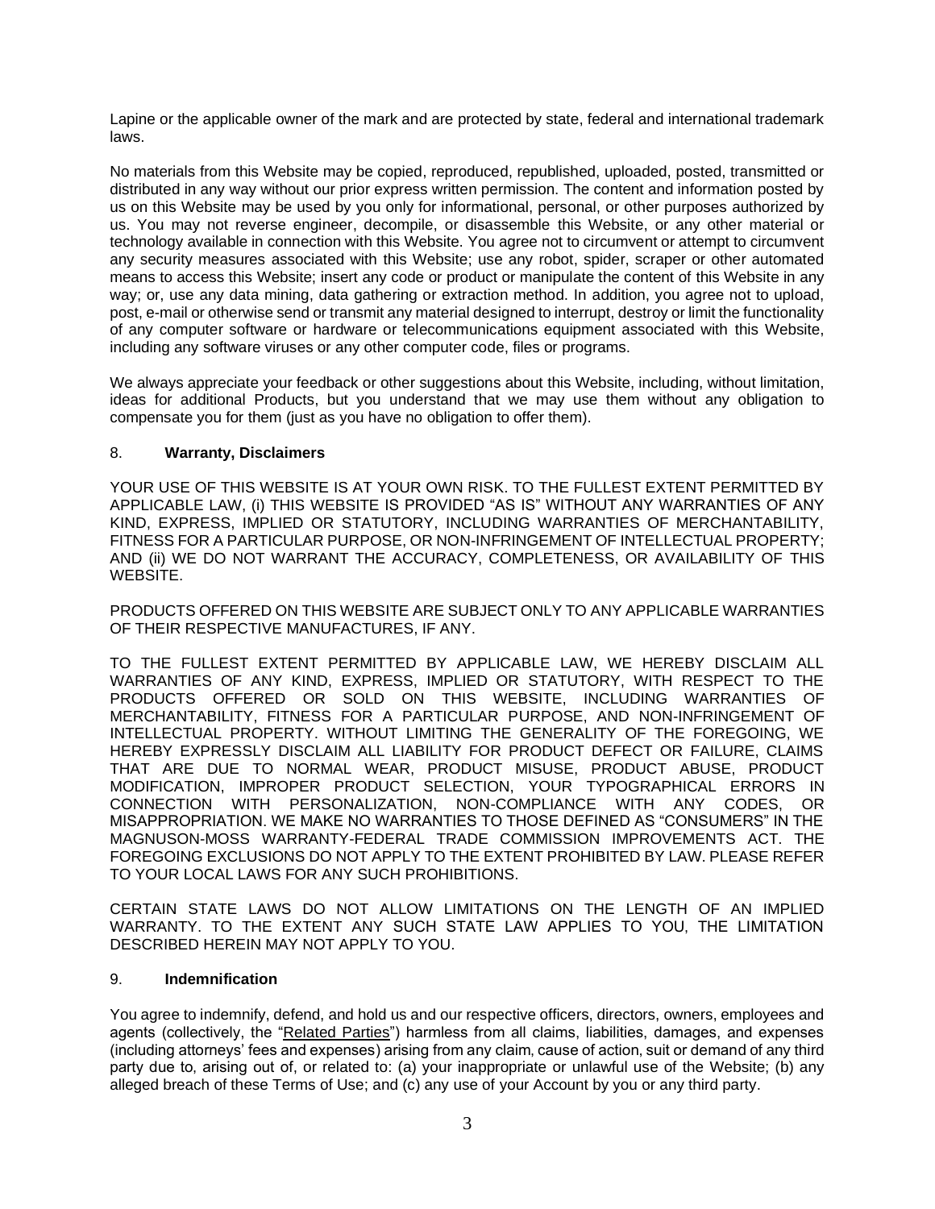Lapine or the applicable owner of the mark and are protected by state, federal and international trademark laws.

No materials from this Website may be copied, reproduced, republished, uploaded, posted, transmitted or distributed in any way without our prior express written permission. The content and information posted by us on this Website may be used by you only for informational, personal, or other purposes authorized by us. You may not reverse engineer, decompile, or disassemble this Website, or any other material or technology available in connection with this Website. You agree not to circumvent or attempt to circumvent any security measures associated with this Website; use any robot, spider, scraper or other automated means to access this Website; insert any code or product or manipulate the content of this Website in any way; or, use any data mining, data gathering or extraction method. In addition, you agree not to upload, post, e-mail or otherwise send or transmit any material designed to interrupt, destroy or limit the functionality of any computer software or hardware or telecommunications equipment associated with this Website, including any software viruses or any other computer code, files or programs.

We always appreciate your feedback or other suggestions about this Website, including, without limitation, ideas for additional Products, but you understand that we may use them without any obligation to compensate you for them (just as you have no obligation to offer them).

## 8. **Warranty, Disclaimers**

YOUR USE OF THIS WEBSITE IS AT YOUR OWN RISK. TO THE FULLEST EXTENT PERMITTED BY APPLICABLE LAW, (i) THIS WEBSITE IS PROVIDED "AS IS" WITHOUT ANY WARRANTIES OF ANY KIND, EXPRESS, IMPLIED OR STATUTORY, INCLUDING WARRANTIES OF MERCHANTABILITY, FITNESS FOR A PARTICULAR PURPOSE, OR NON-INFRINGEMENT OF INTELLECTUAL PROPERTY; AND (ii) WE DO NOT WARRANT THE ACCURACY, COMPLETENESS, OR AVAILABILITY OF THIS WEBSITE.

PRODUCTS OFFERED ON THIS WEBSITE ARE SUBJECT ONLY TO ANY APPLICABLE WARRANTIES OF THEIR RESPECTIVE MANUFACTURES, IF ANY.

TO THE FULLEST EXTENT PERMITTED BY APPLICABLE LAW, WE HEREBY DISCLAIM ALL WARRANTIES OF ANY KIND, EXPRESS, IMPLIED OR STATUTORY, WITH RESPECT TO THE PRODUCTS OFFERED OR SOLD ON THIS WEBSITE, INCLUDING WARRANTIES OF MERCHANTABILITY, FITNESS FOR A PARTICULAR PURPOSE, AND NON-INFRINGEMENT OF INTELLECTUAL PROPERTY. WITHOUT LIMITING THE GENERALITY OF THE FOREGOING, WE HEREBY EXPRESSLY DISCLAIM ALL LIABILITY FOR PRODUCT DEFECT OR FAILURE, CLAIMS THAT ARE DUE TO NORMAL WEAR, PRODUCT MISUSE, PRODUCT ABUSE, PRODUCT MODIFICATION, IMPROPER PRODUCT SELECTION, YOUR TYPOGRAPHICAL ERRORS IN CONNECTION WITH PERSONALIZATION, NON-COMPLIANCE WITH ANY CODES, OR MISAPPROPRIATION. WE MAKE NO WARRANTIES TO THOSE DEFINED AS "CONSUMERS" IN THE MAGNUSON-MOSS WARRANTY-FEDERAL TRADE COMMISSION IMPROVEMENTS ACT. THE FOREGOING EXCLUSIONS DO NOT APPLY TO THE EXTENT PROHIBITED BY LAW. PLEASE REFER TO YOUR LOCAL LAWS FOR ANY SUCH PROHIBITIONS.

CERTAIN STATE LAWS DO NOT ALLOW LIMITATIONS ON THE LENGTH OF AN IMPLIED WARRANTY. TO THE EXTENT ANY SUCH STATE LAW APPLIES TO YOU, THE LIMITATION DESCRIBED HEREIN MAY NOT APPLY TO YOU.

## 9. **Indemnification**

You agree to indemnify, defend, and hold us and our respective officers, directors, owners, employees and agents (collectively, the "Related Parties") harmless from all claims, liabilities, damages, and expenses (including attorneys' fees and expenses) arising from any claim, cause of action, suit or demand of any third party due to, arising out of, or related to: (a) your inappropriate or unlawful use of the Website; (b) any alleged breach of these Terms of Use; and (c) any use of your Account by you or any third party.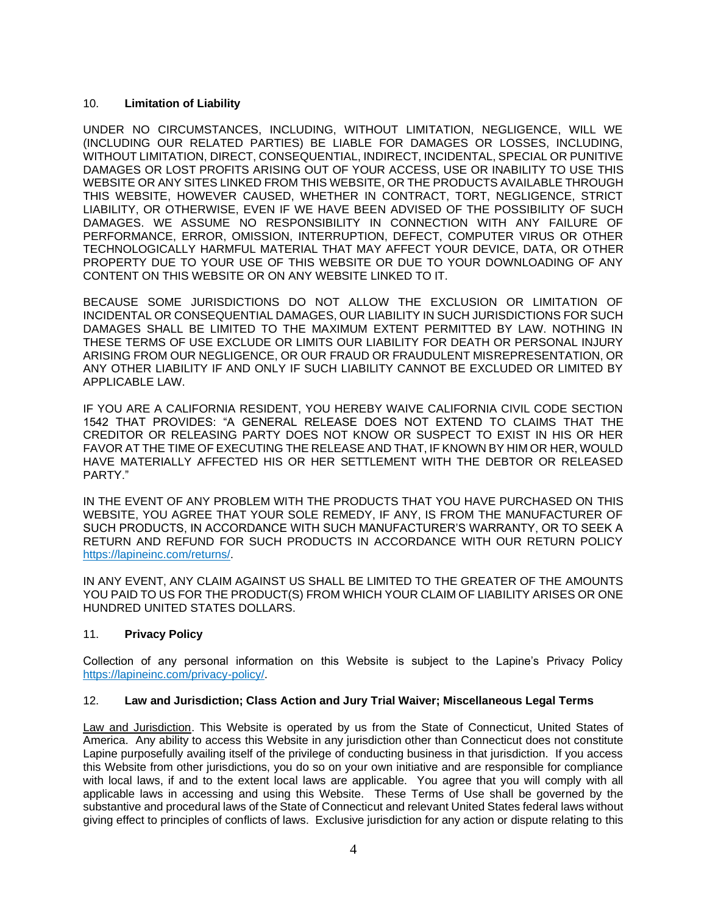## 10. **Limitation of Liability**

UNDER NO CIRCUMSTANCES, INCLUDING, WITHOUT LIMITATION, NEGLIGENCE, WILL WE (INCLUDING OUR RELATED PARTIES) BE LIABLE FOR DAMAGES OR LOSSES, INCLUDING, WITHOUT LIMITATION, DIRECT, CONSEQUENTIAL, INDIRECT, INCIDENTAL, SPECIAL OR PUNITIVE DAMAGES OR LOST PROFITS ARISING OUT OF YOUR ACCESS, USE OR INABILITY TO USE THIS WEBSITE OR ANY SITES LINKED FROM THIS WEBSITE, OR THE PRODUCTS AVAILABLE THROUGH THIS WEBSITE, HOWEVER CAUSED, WHETHER IN CONTRACT, TORT, NEGLIGENCE, STRICT LIABILITY, OR OTHERWISE, EVEN IF WE HAVE BEEN ADVISED OF THE POSSIBILITY OF SUCH DAMAGES. WE ASSUME NO RESPONSIBILITY IN CONNECTION WITH ANY FAILURE OF PERFORMANCE, ERROR, OMISSION, INTERRUPTION, DEFECT, COMPUTER VIRUS OR OTHER TECHNOLOGICALLY HARMFUL MATERIAL THAT MAY AFFECT YOUR DEVICE, DATA, OR OTHER PROPERTY DUE TO YOUR USE OF THIS WEBSITE OR DUE TO YOUR DOWNLOADING OF ANY CONTENT ON THIS WEBSITE OR ON ANY WEBSITE LINKED TO IT.

BECAUSE SOME JURISDICTIONS DO NOT ALLOW THE EXCLUSION OR LIMITATION OF INCIDENTAL OR CONSEQUENTIAL DAMAGES, OUR LIABILITY IN SUCH JURISDICTIONS FOR SUCH DAMAGES SHALL BE LIMITED TO THE MAXIMUM EXTENT PERMITTED BY LAW. NOTHING IN THESE TERMS OF USE EXCLUDE OR LIMITS OUR LIABILITY FOR DEATH OR PERSONAL INJURY ARISING FROM OUR NEGLIGENCE, OR OUR FRAUD OR FRAUDULENT MISREPRESENTATION, OR ANY OTHER LIABILITY IF AND ONLY IF SUCH LIABILITY CANNOT BE EXCLUDED OR LIMITED BY APPLICABLE LAW.

IF YOU ARE A CALIFORNIA RESIDENT, YOU HEREBY WAIVE CALIFORNIA CIVIL CODE SECTION 1542 THAT PROVIDES: "A GENERAL RELEASE DOES NOT EXTEND TO CLAIMS THAT THE CREDITOR OR RELEASING PARTY DOES NOT KNOW OR SUSPECT TO EXIST IN HIS OR HER FAVOR AT THE TIME OF EXECUTING THE RELEASE AND THAT, IF KNOWN BY HIM OR HER, WOULD HAVE MATERIALLY AFFECTED HIS OR HER SETTLEMENT WITH THE DEBTOR OR RELEASED PARTY."

IN THE EVENT OF ANY PROBLEM WITH THE PRODUCTS THAT YOU HAVE PURCHASED ON THIS WEBSITE, YOU AGREE THAT YOUR SOLE REMEDY, IF ANY, IS FROM THE MANUFACTURER OF SUCH PRODUCTS, IN ACCORDANCE WITH SUCH MANUFACTURER'S WARRANTY, OR TO SEEK A RETURN AND REFUND FOR SUCH PRODUCTS IN ACCORDANCE WITH OUR RETURN POLICY https://lapineinc.com/returns/.

IN ANY EVENT, ANY CLAIM AGAINST US SHALL BE LIMITED TO THE GREATER OF THE AMOUNTS YOU PAID TO US FOR THE PRODUCT(S) FROM WHICH YOUR CLAIM OF LIABILITY ARISES OR ONE HUNDRED UNITED STATES DOLLARS.

## 11. **Privacy Policy**

Collection of any personal information on this Website is subject to the Lapine's Privacy Policy https://lapineinc.com/privacy-policy/.

## 12. **Law and Jurisdiction; Class Action and Jury Trial Waiver; Miscellaneous Legal Terms**

Law and Jurisdiction. This Website is operated by us from the State of Connecticut, United States of America. Any ability to access this Website in any jurisdiction other than Connecticut does not constitute Lapine purposefully availing itself of the privilege of conducting business in that jurisdiction. If you access this Website from other jurisdictions, you do so on your own initiative and are responsible for compliance with local laws, if and to the extent local laws are applicable. You agree that you will comply with all applicable laws in accessing and using this Website. These Terms of Use shall be governed by the substantive and procedural laws of the State of Connecticut and relevant United States federal laws without giving effect to principles of conflicts of laws. Exclusive jurisdiction for any action or dispute relating to this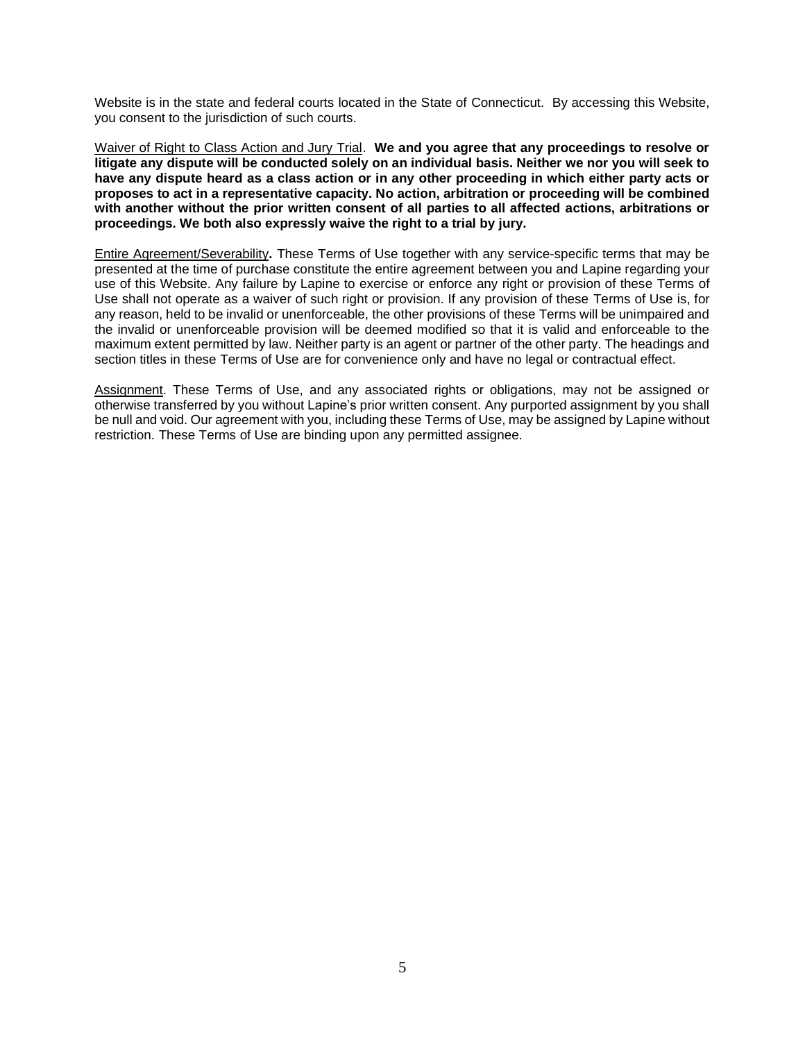Website is in the state and federal courts located in the State of Connecticut. By accessing this Website, you consent to the jurisdiction of such courts.

Waiver of Right to Class Action and Jury Trial. **We and you agree that any proceedings to resolve or litigate any dispute will be conducted solely on an individual basis. Neither we nor you will seek to have any dispute heard as a class action or in any other proceeding in which either party acts or proposes to act in a representative capacity. No action, arbitration or proceeding will be combined with another without the prior written consent of all parties to all affected actions, arbitrations or proceedings. We both also expressly waive the right to a trial by jury.**

Entire Agreement/Severability**.** These Terms of Use together with any service-specific terms that may be presented at the time of purchase constitute the entire agreement between you and Lapine regarding your use of this Website. Any failure by Lapine to exercise or enforce any right or provision of these Terms of Use shall not operate as a waiver of such right or provision. If any provision of these Terms of Use is, for any reason, held to be invalid or unenforceable, the other provisions of these Terms will be unimpaired and the invalid or unenforceable provision will be deemed modified so that it is valid and enforceable to the maximum extent permitted by law. Neither party is an agent or partner of the other party. The headings and section titles in these Terms of Use are for convenience only and have no legal or contractual effect.

Assignment. These Terms of Use, and any associated rights or obligations, may not be assigned or otherwise transferred by you without Lapine's prior written consent. Any purported assignment by you shall be null and void. Our agreement with you, including these Terms of Use, may be assigned by Lapine without restriction. These Terms of Use are binding upon any permitted assignee.